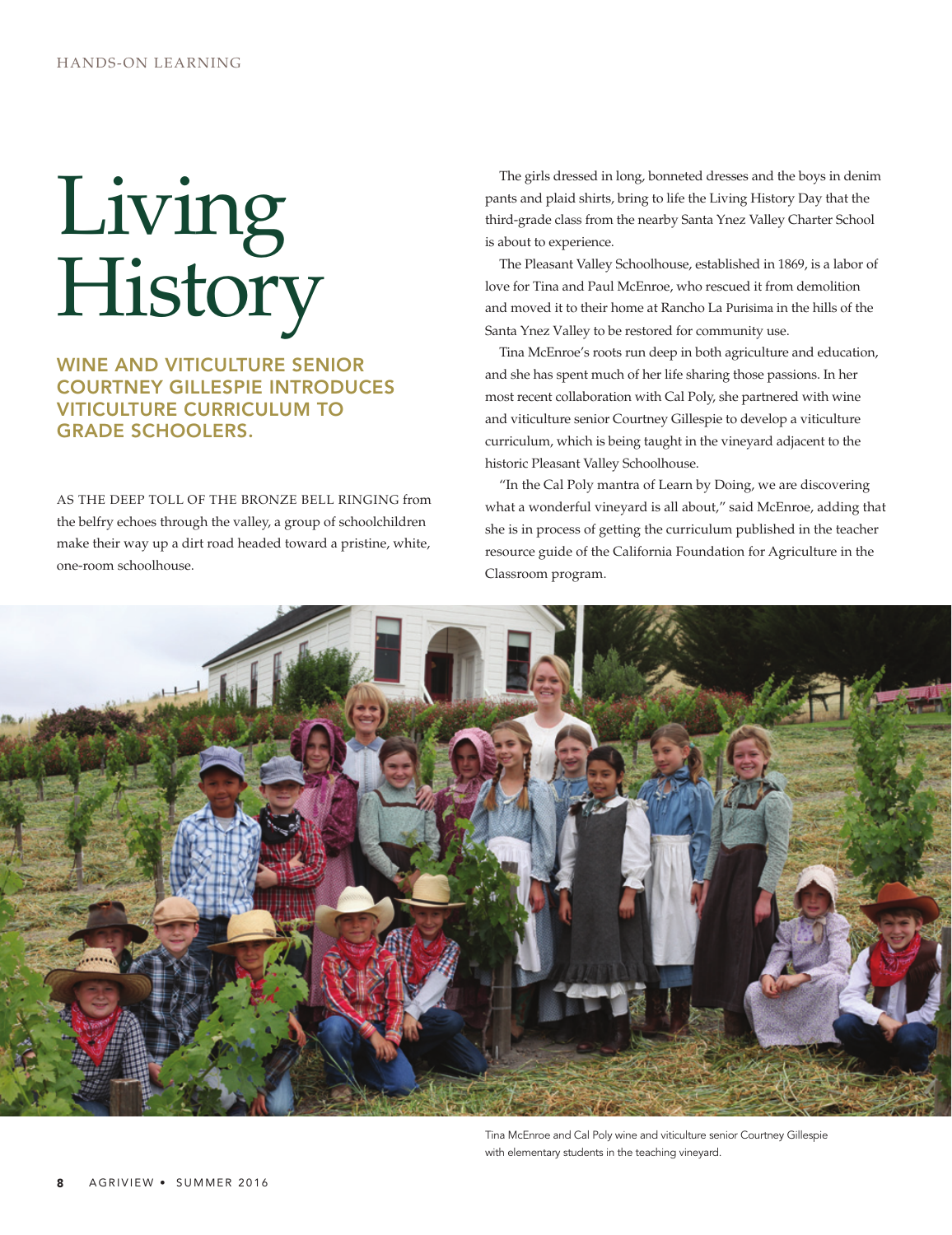# Living History

## WINE AND VITICULTURE SENIOR COURTNEY GILLESPIE INTRODUCES VITICULTURE CURRICULUM TO GRADE SCHOOLERS.

AS THE DEEP TOLL OF THE BRONZE BELL RINGING from the belfry echoes through the valley, a group of schoolchildren make their way up a dirt road headed toward a pristine, white, one-room schoolhouse.

The girls dressed in long, bonneted dresses and the boys in denim pants and plaid shirts, bring to life the Living History Day that the third-grade class from the nearby Santa Ynez Valley Charter School is about to experience.

The Pleasant Valley Schoolhouse, established in 1869, is a labor of love for Tina and Paul McEnroe, who rescued it from demolition and moved it to their home at Rancho La Purisima in the hills of the Santa Ynez Valley to be restored for community use.

Tina McEnroe's roots run deep in both agriculture and education, and she has spent much of her life sharing those passions. In her most recent collaboration with Cal Poly, she partnered with wine and viticulture senior Courtney Gillespie to develop a viticulture curriculum, which is being taught in the vineyard adjacent to the historic Pleasant Valley Schoolhouse.

"In the Cal Poly mantra of Learn by Doing, we are discovering what a wonderful vineyard is all about," said McEnroe, adding that she is in process of getting the curriculum published in the teacher resource guide of the California Foundation for Agriculture in the Classroom program.

Tina McEnroe and Cal Poly wine and viticulture senior Courtney Gillespie with elementary students in the teaching vineyard.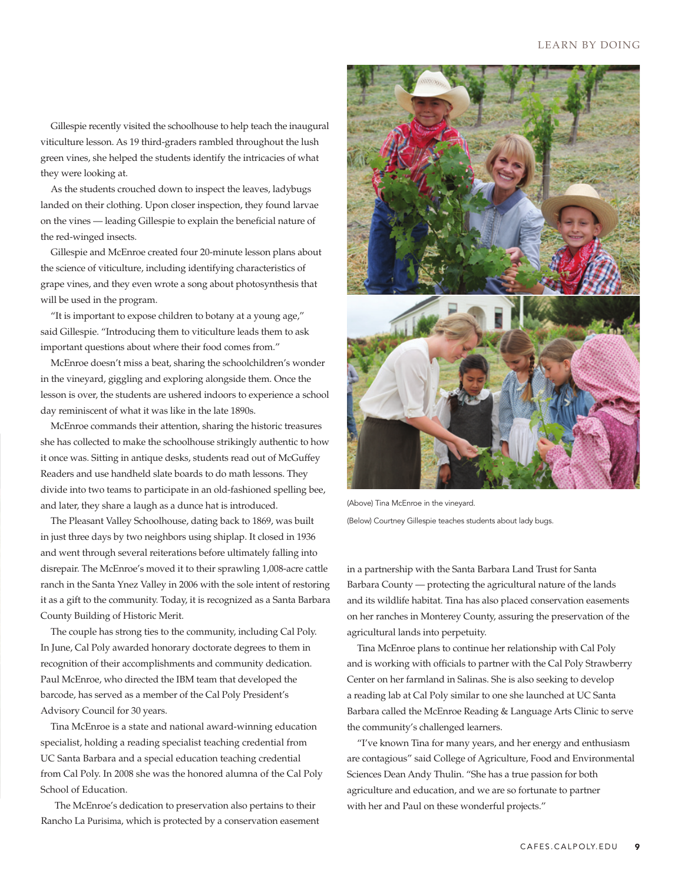Gillespie recently visited the schoolhouse to help teach the inaugural viticulture lesson. As 19 third-graders rambled throughout the lush green vines, she helped the students identify the intricacies of what they were looking at.

As the students crouched down to inspect the leaves, ladybugs landed on their clothing. Upon closer inspection, they found larvae on the vines — leading Gillespie to explain the beneficial nature of the red-winged insects.

Gillespie and McEnroe created four 20-minute lesson plans about the science of viticulture, including identifying characteristics of grape vines, and they even wrote a song about photosynthesis that will be used in the program.

"It is important to expose children to botany at a young age," said Gillespie. "Introducing them to viticulture leads them to ask important questions about where their food comes from."

McEnroe doesn't miss a beat, sharing the schoolchildren's wonder in the vineyard, giggling and exploring alongside them. Once the lesson is over, the students are ushered indoors to experience a school day reminiscent of what it was like in the late 1890s.

McEnroe commands their attention, sharing the historic treasures she has collected to make the schoolhouse strikingly authentic to how it once was. Sitting in antique desks, students read out of McGuffey Readers and use handheld slate boards to do math lessons. They divide into two teams to participate in an old-fashioned spelling bee, and later, they share a laugh as a dunce hat is introduced.

The Pleasant Valley Schoolhouse, dating back to 1869, was built in just three days by two neighbors using shiplap. It closed in 1936 and went through several reiterations before ultimately falling into disrepair. The McEnroe's moved it to their sprawling 1,008-acre cattle ranch in the Santa Ynez Valley in 2006 with the sole intent of restoring it as a gift to the community. Today, it is recognized as a Santa Barbara County Building of Historic Merit.

The couple has strong ties to the community, including Cal Poly. In June, Cal Poly awarded honorary doctorate degrees to them in recognition of their accomplishments and community dedication. Paul McEnroe, who directed the IBM team that developed the barcode, has served as a member of the Cal Poly President's Advisory Council for 30 years.

Tina McEnroe is a state and national award-winning education specialist, holding a reading specialist teaching credential from UC Santa Barbara and a special education teaching credential from Cal Poly. In 2008 she was the honored alumna of the Cal Poly School of Education.

The McEnroe's dedication to preservation also pertains to their Rancho La Purisima, which is protected by a conservation easement in a partnership with the Santa Barbara Land Trust for Santa Barbara County — protecting the agricultural nature of the lands and its wildlife habitat. Tina has also placed conservation easements on her ranches in Monterey County, assuring the preservation of the agricultural lands into perpetuity.

Tina McEnroe plans to continue her relationship with Cal Poly and is working with officials to partner with the Cal Poly Strawberry Center on her farmland in Salinas. She is also seeking to develop a reading lab at Cal Poly similar to one she launched at UC Santa Barbara called the McEnroe Reading & Language Arts Clinic to serve the community's challenged learners.

"I've known Tina for many years, and her energy and enthusiasm are contagious" said College of Agriculture, Food and Environmental Sciences Dean Andy Thulin. "She has a true passion for both agriculture and education, and we are so fortunate to partner with her and Paul on these wonderful projects."

(Above) Tina McEnroe in the vineyard.

(Below) Courtney Gillespie teaches students about lady bugs.